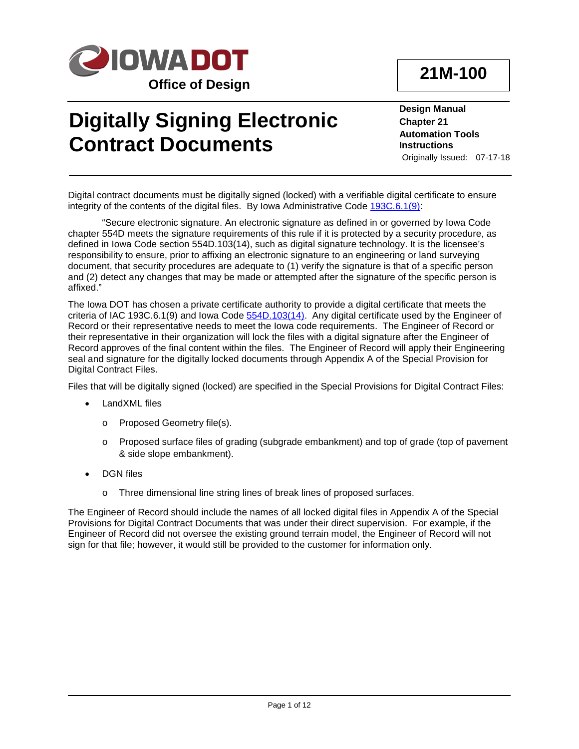**Office of Design**

**21M-100**

# Digitally Signing Electronic Contract Documents

**Design Manual**
**Chapter 21**
**Automation Tools Instructions**
Originally Issued: 07-17-18

Digital contract documents must be digitally signed (locked) with a verifiable digital certificate to ensure integrity of the contents of the digital files. By Iowa Administrative Code [193C.6.1(9)](#):

> "Secure electronic signature. An electronic signature as defined in or governed by Iowa Code chapter 554D meets the signature requirements of this rule if it is protected by a security procedure, as defined in Iowa Code section 554D.103(14), such as digital signature technology. It is the licensee's responsibility to ensure, prior to affixing an electronic signature to an engineering or land surveying document, that security procedures are adequate to (1) verify the signature is that of a specific person and (2) detect any changes that may be made or attempted after the signature of the specific person is affixed."

The Iowa DOT has chosen a private certificate authority to provide a digital certificate that meets the criteria of IAC 193C.6.1(9) and Iowa Code [554D.103(14)](#). Any digital certificate used by the Engineer of Record or their representative needs to meet the Iowa code requirements. The Engineer of Record or their representative in their organization will lock the files with a digital signature after the Engineer of Record approves of the final content within the files. The Engineer of Record will apply their Engineering seal and signature for the digitally locked documents through Appendix A of the Special Provision for Digital Contract Files.

Files that will be digitally signed (locked) are specified in the Special Provisions for Digital Contract Files:

- LandXML files
  - Proposed Geometry file(s).
  - Proposed surface files of grading (subgrade embankment) and top of grade (top of pavement & side slope embankment).
- DGN files
  - Three dimensional line string lines of break lines of proposed surfaces.

The Engineer of Record should include the names of all locked digital files in Appendix A of the Special Provisions for Digital Contract Documents that was under their direct supervision. For example, if the Engineer of Record did not oversee the existing ground terrain model, the Engineer of Record will not sign for that file; however, it would still be provided to the customer for information only.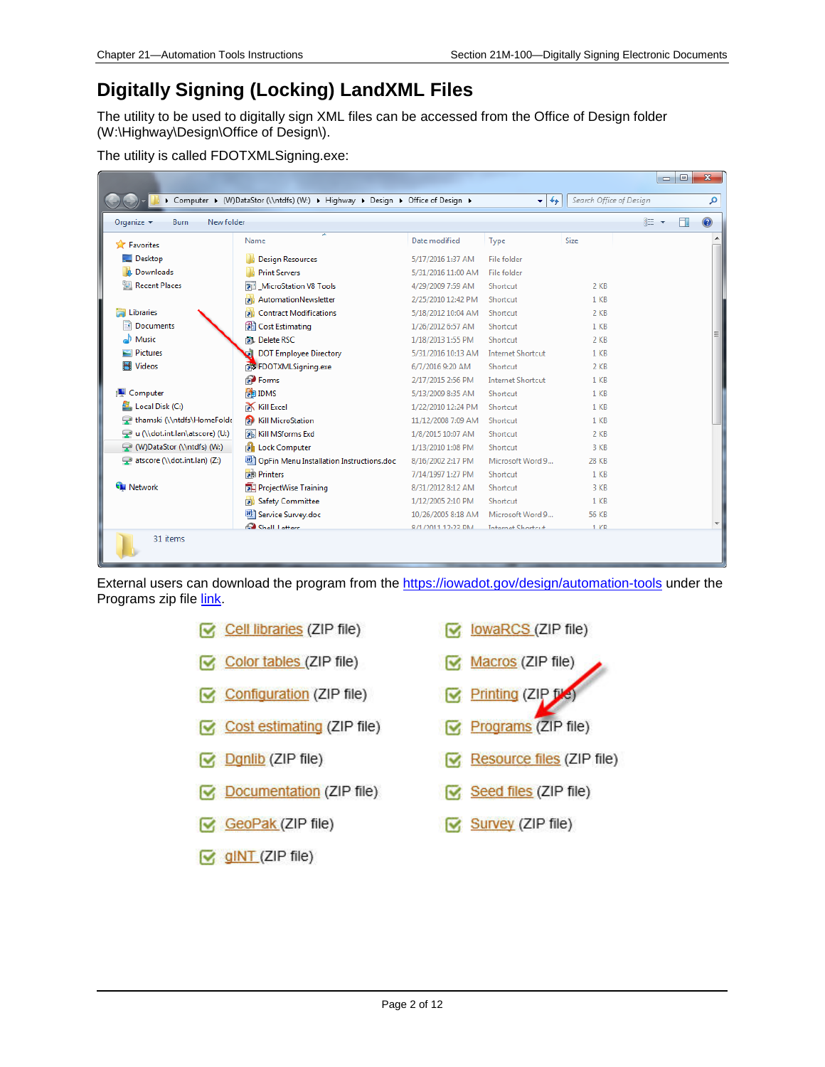# Digitally Signing (Locking) LandXML Files

The utility to be used to digitally sign XML files can be accessed from the Office of Design folder (W:\Highway\Design\Office of Design\).

The utility is called FDOTXMLSigning.exe:

External users can download the program from the https://iowadot.gov/design/automation-tools under the Programs zip file link.

- Cell libraries (ZIP file)
- Color tables (ZIP file)
- Configuration (ZIP file)
- Cost estimating (ZIP file)
- Dgnlib (ZIP file)
- Documentation (ZIP file)
- GeoPak (ZIP file)
- gINT (ZIP file)
- IowaRCS (ZIP file)
- Macros (ZIP file)
- Printing (ZIP file)
- Programs (ZIP file)
- Resource files (ZIP file)
- Seed files (ZIP file)
- Survey (ZIP file)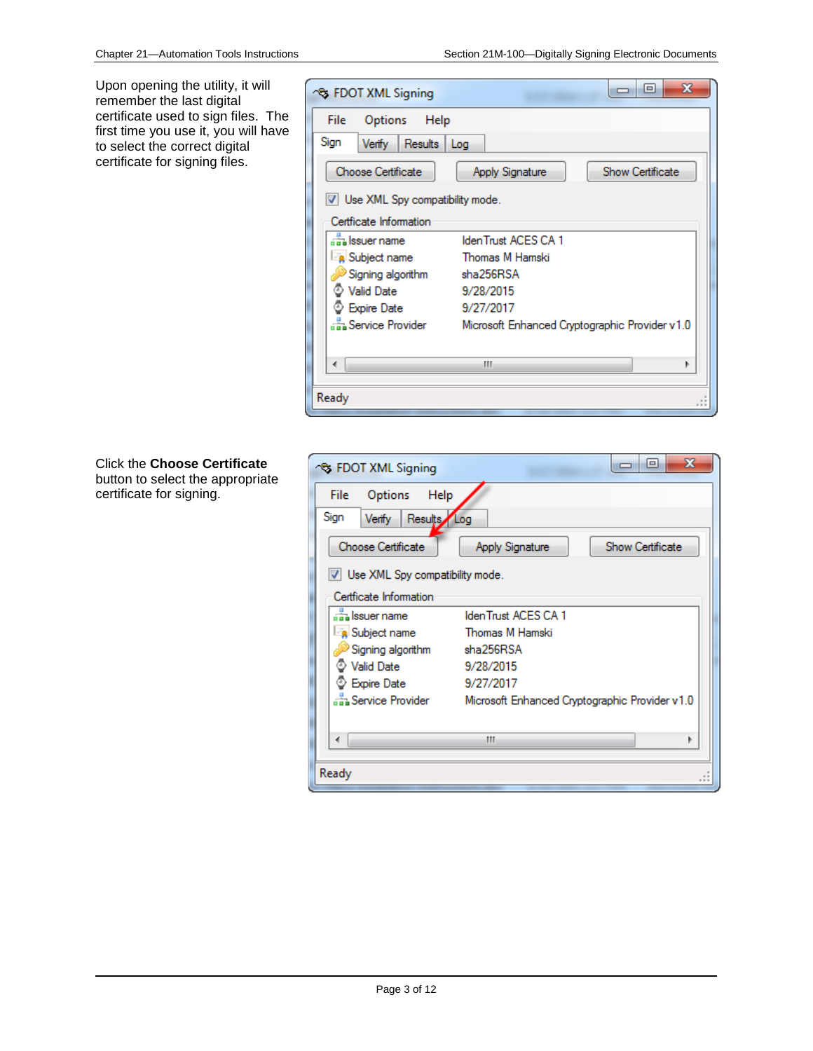Upon opening the utility, it will remember the last digital certificate used to sign files. The first time you use it, you will have to select the correct digital certificate for signing files.

Click the **Choose Certificate** button to select the appropriate certificate for signing.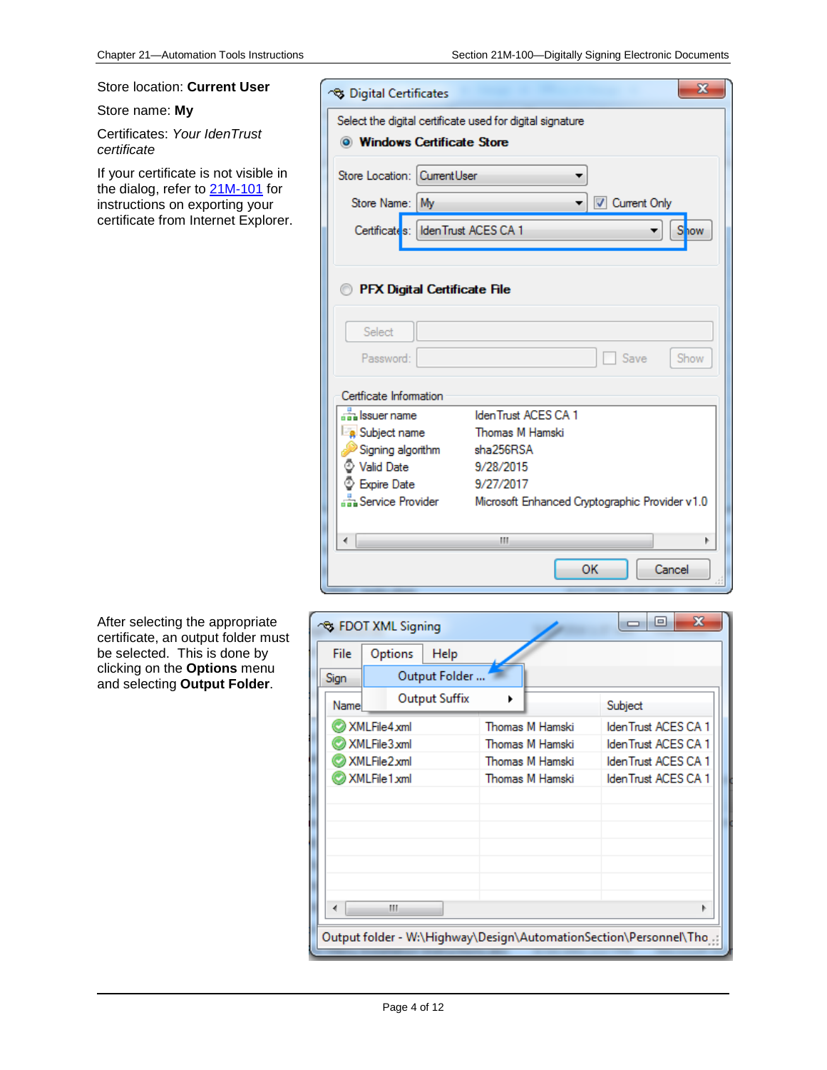Store location: **Current User**

Store name: **My**

Certificates: *Your IdenTrust certificate*

If your certificate is not visible in the dialog, refer to [21M-101](21M-101) for instructions on exporting your certificate from Internet Explorer.

After selecting the appropriate certificate, an output folder must be selected. This is done by clicking on the **Options** menu and selecting **Output Folder**.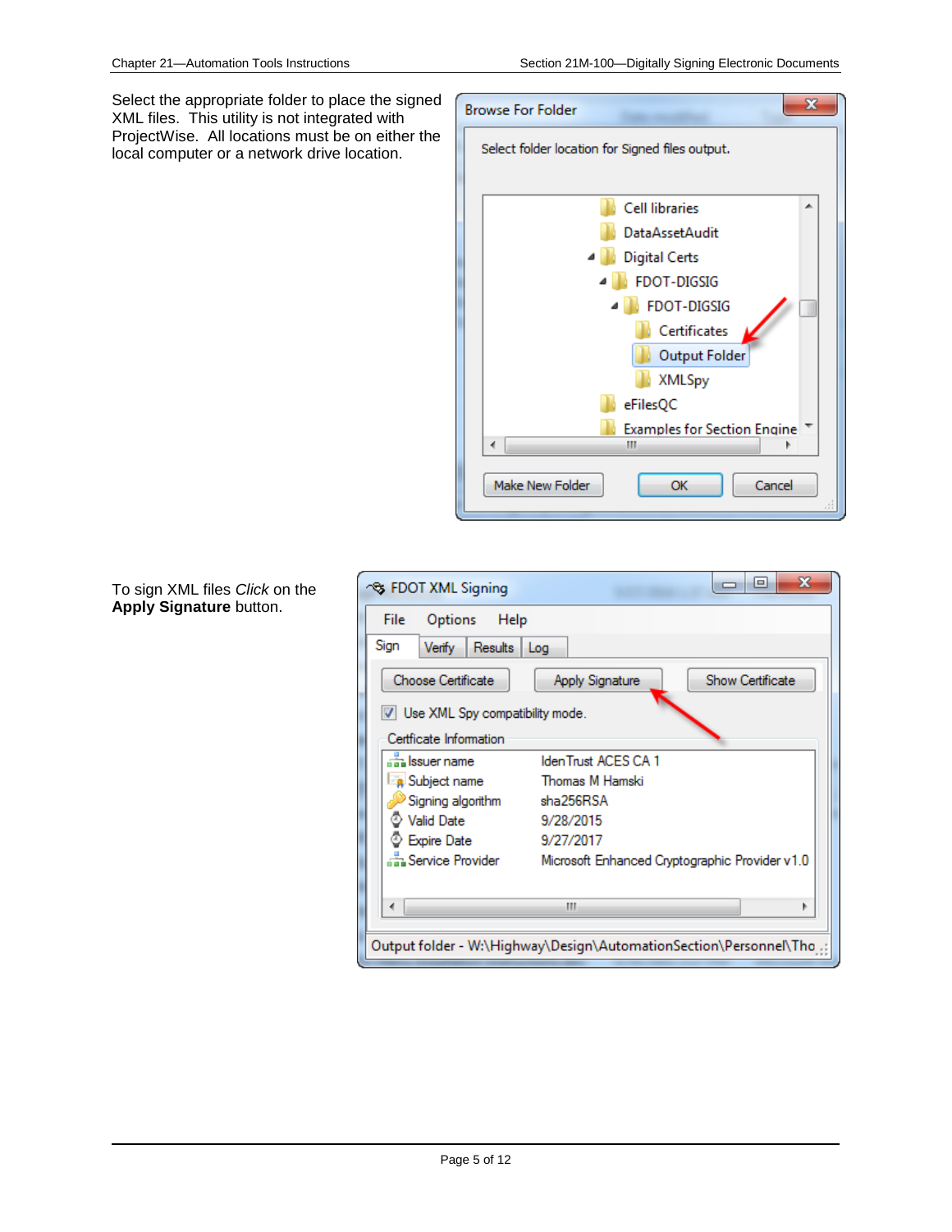Select the appropriate folder to place the signed XML files. This utility is not integrated with ProjectWise. All locations must be on either the local computer or a network drive location.

To sign XML files *Click* on the **Apply Signature** button.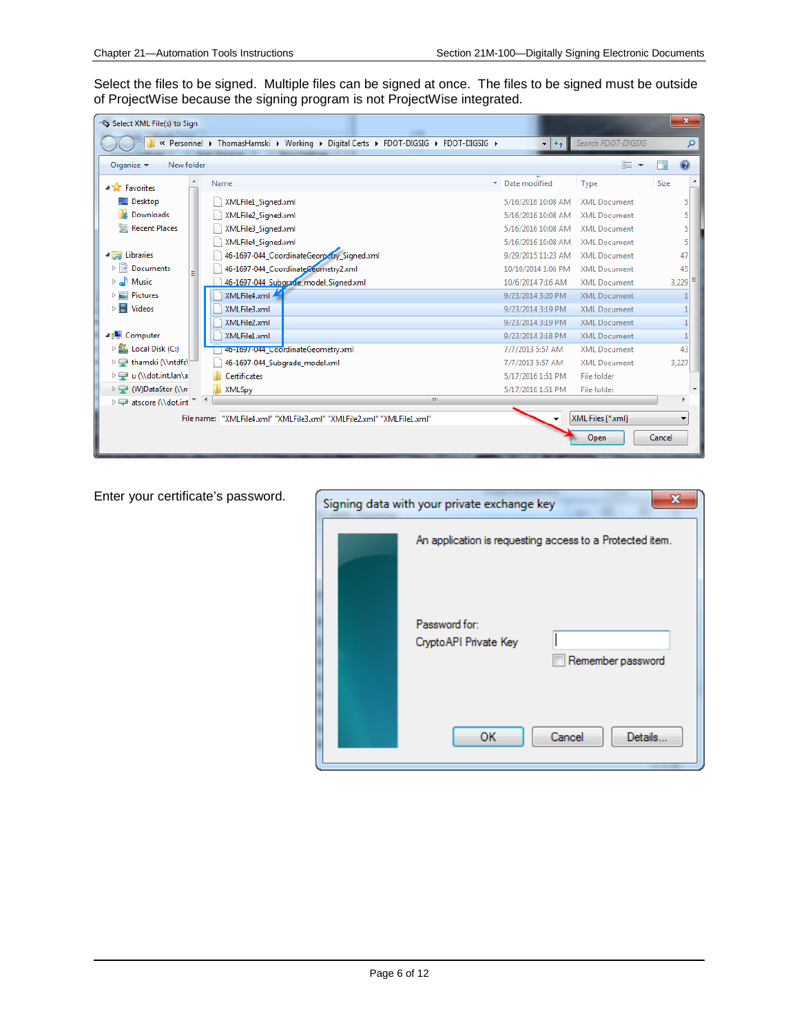Select the files to be signed. Multiple files can be signed at once. The files to be signed must be outside of ProjectWise because the signing program is not ProjectWise integrated.

Enter your certificate's password.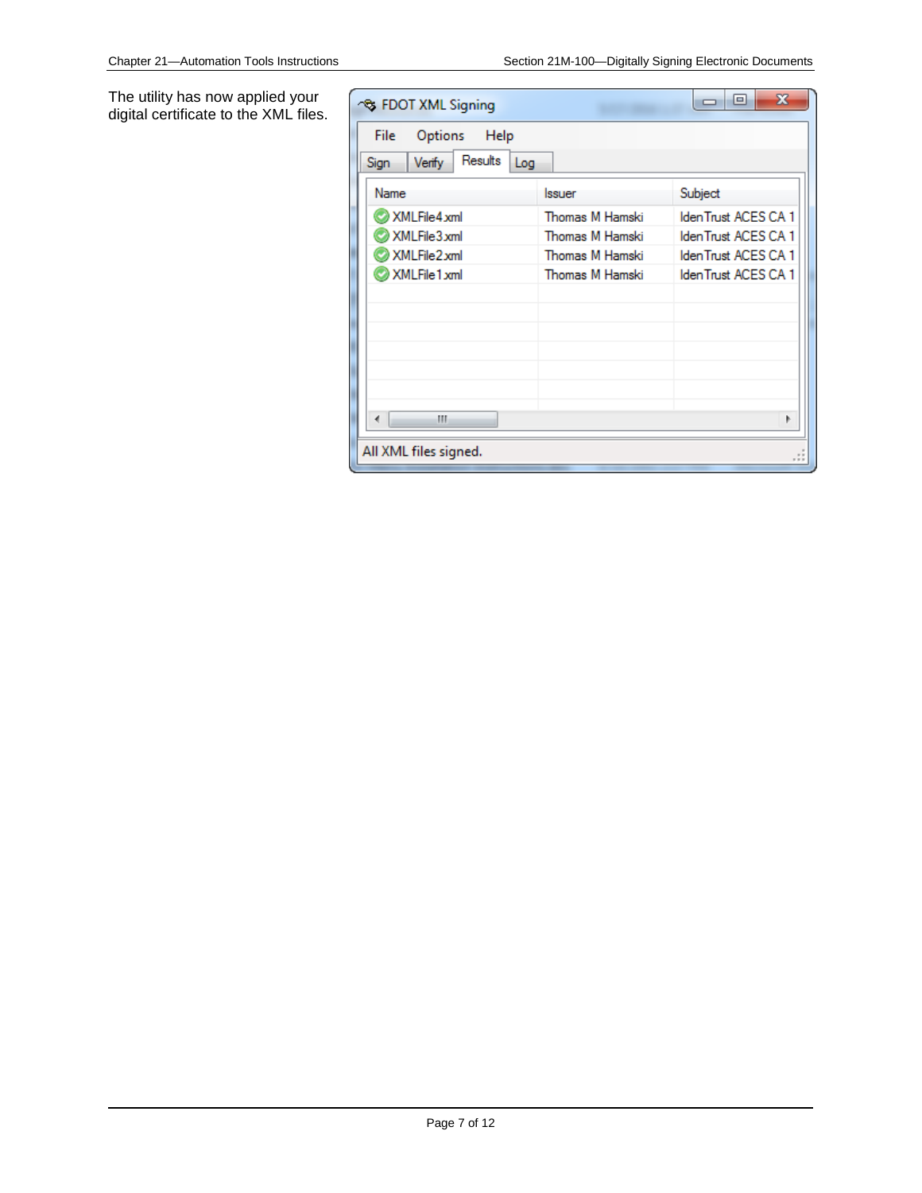The utility has now applied your digital certificate to the XML files.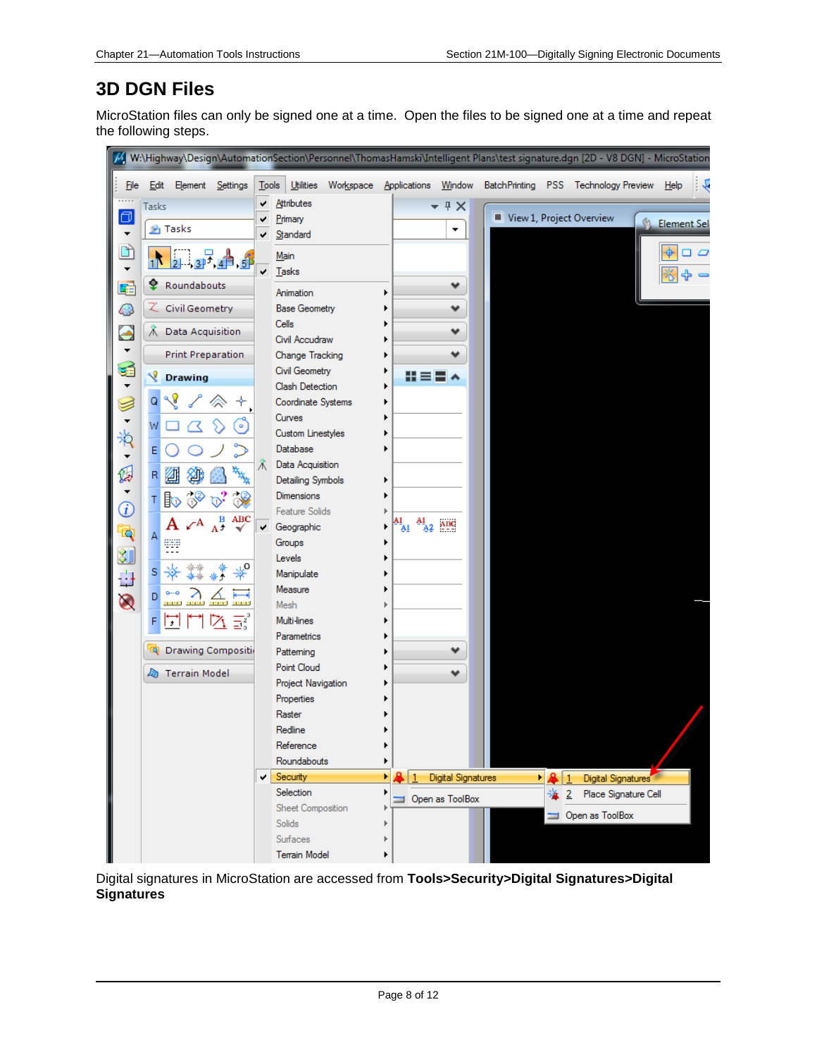## 3D DGN Files

MicroStation files can only be signed one at a time. Open the files to be signed one at a time and repeat the following steps.

Digital signatures in MicroStation are accessed from **Tools>Security>Digital Signatures>Digital Signatures**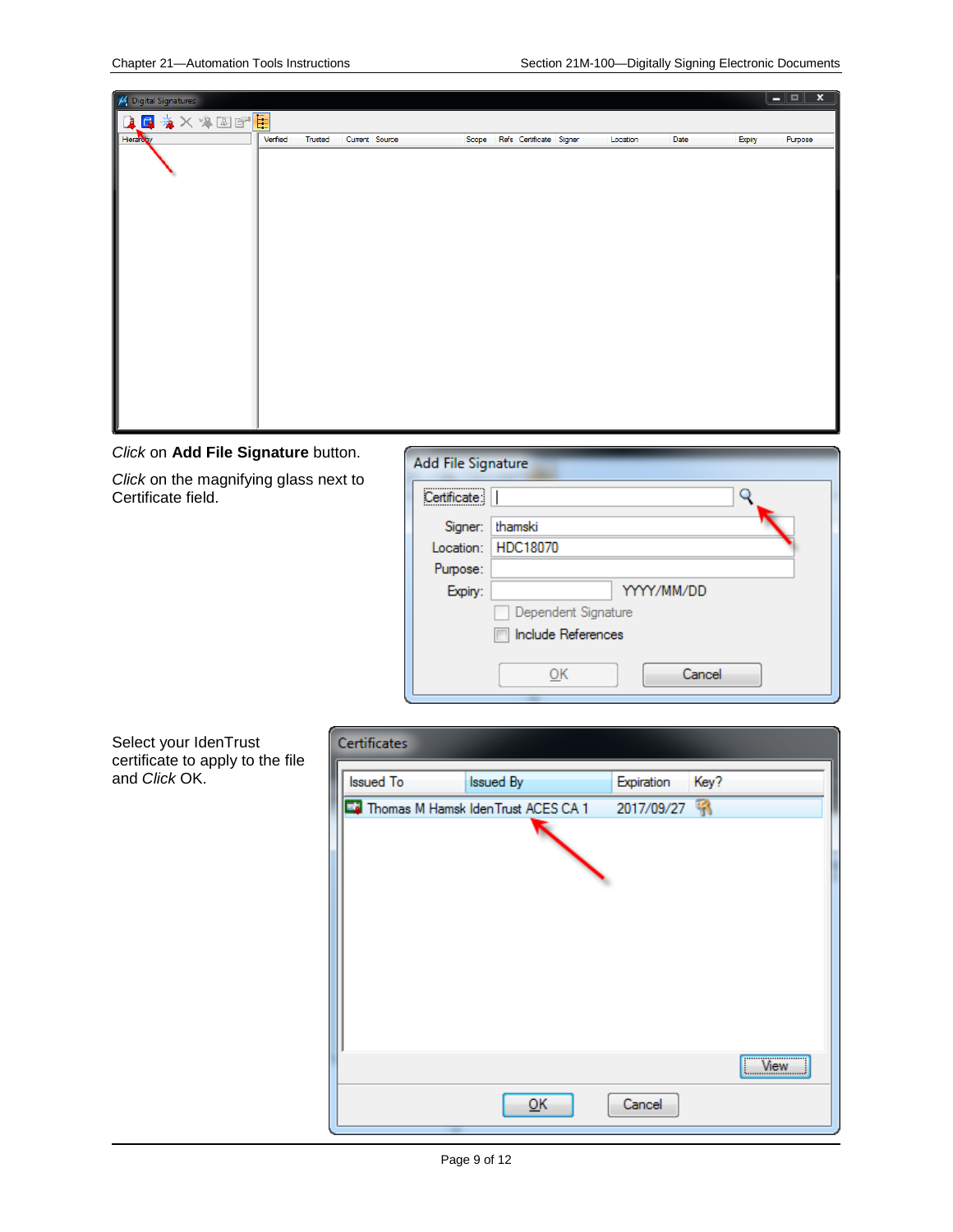*Click* on **Add File Signature** button.

*Click* on the magnifying glass next to Certificate field.

Select your IdenTrust certificate to apply to the file and *Click* OK.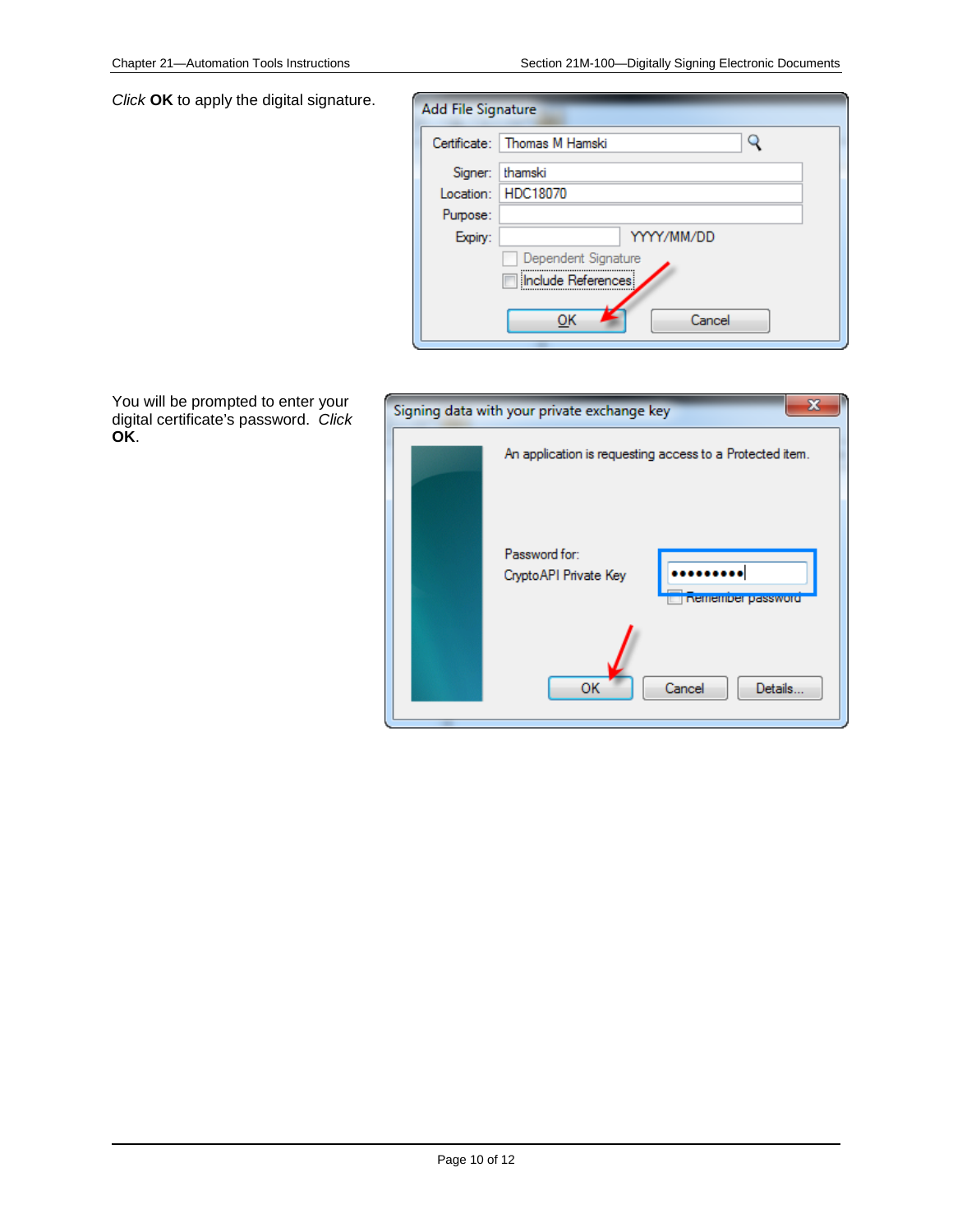*Click* **OK** to apply the digital signature.

You will be prompted to enter your digital certificate's password. *Click* **OK**.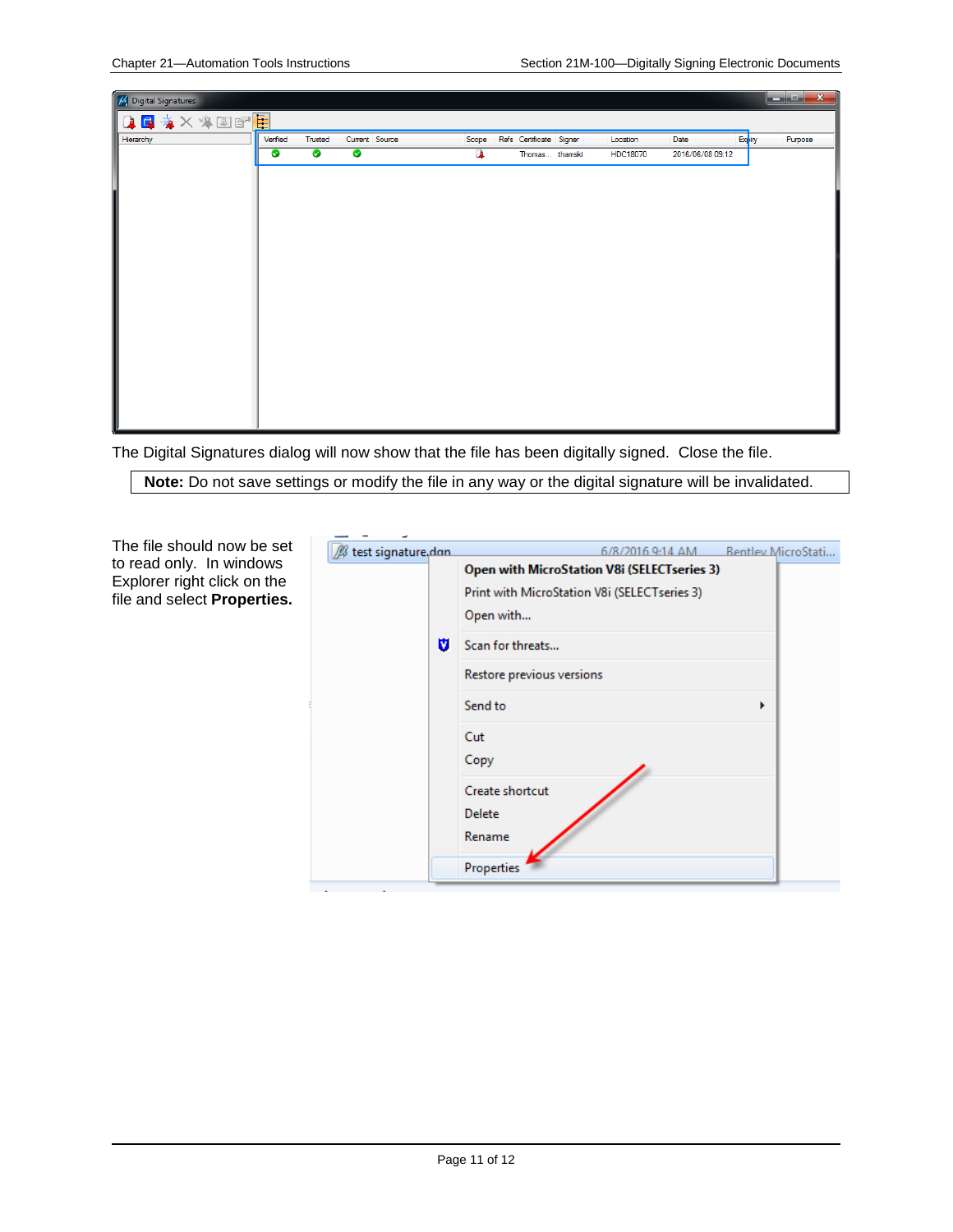The Digital Signatures dialog will now show that the file has been digitally signed. Close the file.

**Note:** Do not save settings or modify the file in any way or the digital signature will be invalidated.

The file should now be set to read only. In windows Explorer right click on the file and select **Properties.**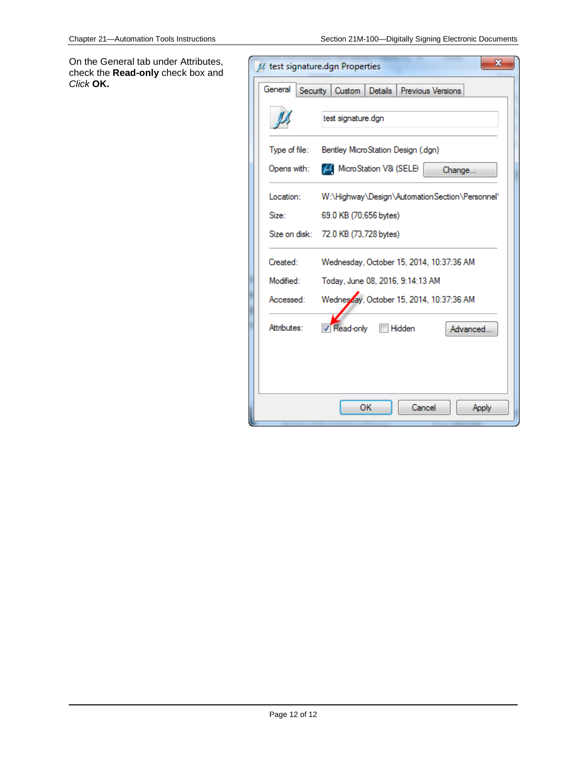On the General tab under Attributes, check the **Read-only** check box and *Click* **OK.**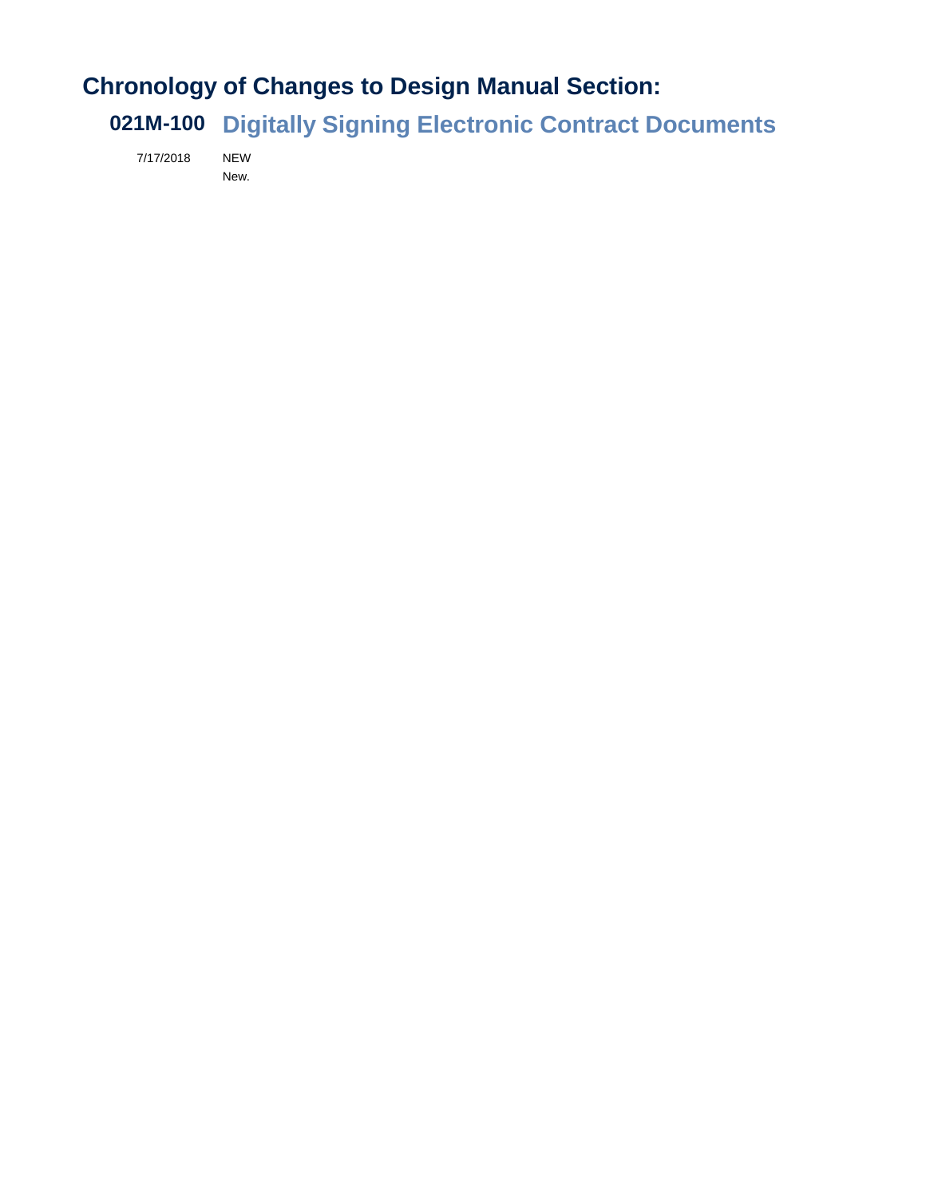# Chronology of Changes to Design Manual Section:

## 021M-100 Digitally Signing Electronic Contract Documents

| | |
|---|---|
| 7/17/2018 | NEW<br>New. |